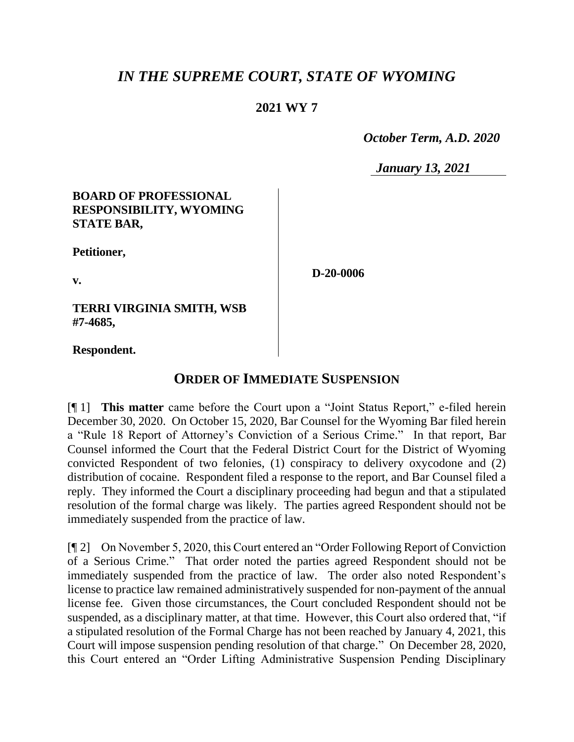# *IN THE SUPREME COURT, STATE OF WYOMING*

**2021 WY 7**

*October Term, A.D. 2020*

*January 13, 2021*

| | |
|---|---|
| **BOARD OF PROFESSIONAL RESPONSIBILITY, WYOMING STATE BAR,**<br><br>**Petitioner,**<br><br>**v.**<br><br>**TERRI VIRGINIA SMITH, WSB #7-4685,**<br><br>**Respondent.** | **D-20-0006** |

## ORDER OF IMMEDIATE SUSPENSION

[¶ 1] **This matter** came before the Court upon a "Joint Status Report," e-filed herein December 30, 2020. On October 15, 2020, Bar Counsel for the Wyoming Bar filed herein a "Rule 18 Report of Attorney's Conviction of a Serious Crime." In that report, Bar Counsel informed the Court that the Federal District Court for the District of Wyoming convicted Respondent of two felonies, (1) conspiracy to delivery oxycodone and (2) distribution of cocaine. Respondent filed a response to the report, and Bar Counsel filed a reply. They informed the Court a disciplinary proceeding had begun and that a stipulated resolution of the formal charge was likely. The parties agreed Respondent should not be immediately suspended from the practice of law.

[¶ 2] On November 5, 2020, this Court entered an "Order Following Report of Conviction of a Serious Crime." That order noted the parties agreed Respondent should not be immediately suspended from the practice of law. The order also noted Respondent's license to practice law remained administratively suspended for non-payment of the annual license fee. Given those circumstances, the Court concluded Respondent should not be suspended, as a disciplinary matter, at that time. However, this Court also ordered that, "if a stipulated resolution of the Formal Charge has not been reached by January 4, 2021, this Court will impose suspension pending resolution of that charge." On December 28, 2020, this Court entered an "Order Lifting Administrative Suspension Pending Disciplinary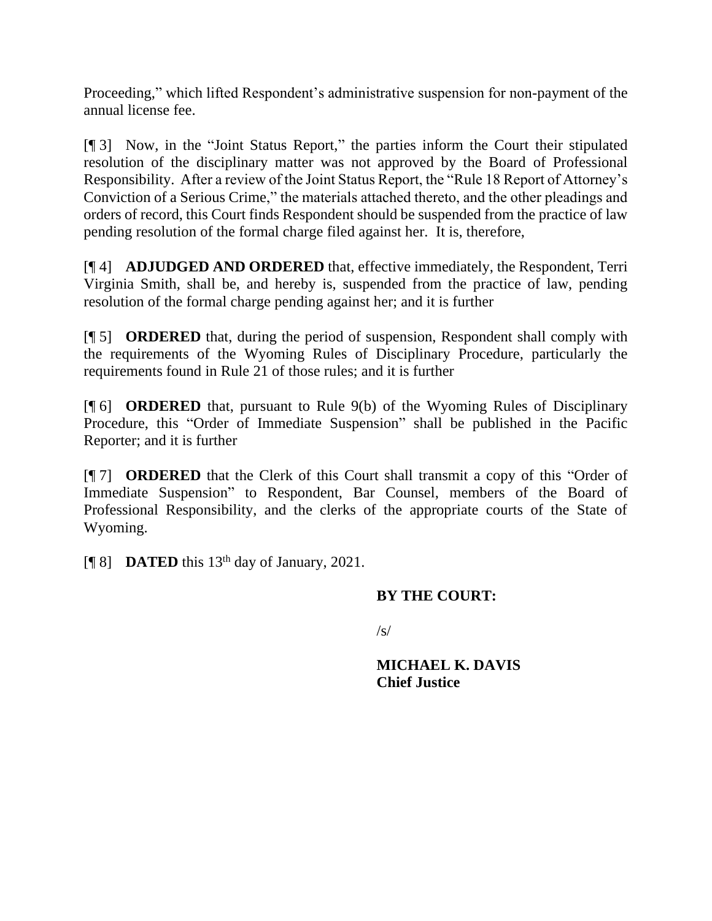Proceeding," which lifted Respondent's administrative suspension for non-payment of the annual license fee.

[¶ 3] Now, in the "Joint Status Report," the parties inform the Court their stipulated resolution of the disciplinary matter was not approved by the Board of Professional Responsibility. After a review of the Joint Status Report, the "Rule 18 Report of Attorney's Conviction of a Serious Crime," the materials attached thereto, and the other pleadings and orders of record, this Court finds Respondent should be suspended from the practice of law pending resolution of the formal charge filed against her. It is, therefore,

[¶ 4] **ADJUDGED AND ORDERED** that, effective immediately, the Respondent, Terri Virginia Smith, shall be, and hereby is, suspended from the practice of law, pending resolution of the formal charge pending against her; and it is further

[¶ 5] **ORDERED** that, during the period of suspension, Respondent shall comply with the requirements of the Wyoming Rules of Disciplinary Procedure, particularly the requirements found in Rule 21 of those rules; and it is further

[¶ 6] **ORDERED** that, pursuant to Rule 9(b) of the Wyoming Rules of Disciplinary Procedure, this "Order of Immediate Suspension" shall be published in the Pacific Reporter; and it is further

[¶ 7] **ORDERED** that the Clerk of this Court shall transmit a copy of this "Order of Immediate Suspension" to Respondent, Bar Counsel, members of the Board of Professional Responsibility, and the clerks of the appropriate courts of the State of Wyoming.

[¶ 8] **DATED** this 13th day of January, 2021.

**BY THE COURT:**

/s/

**MICHAEL K. DAVIS**
**Chief Justice**